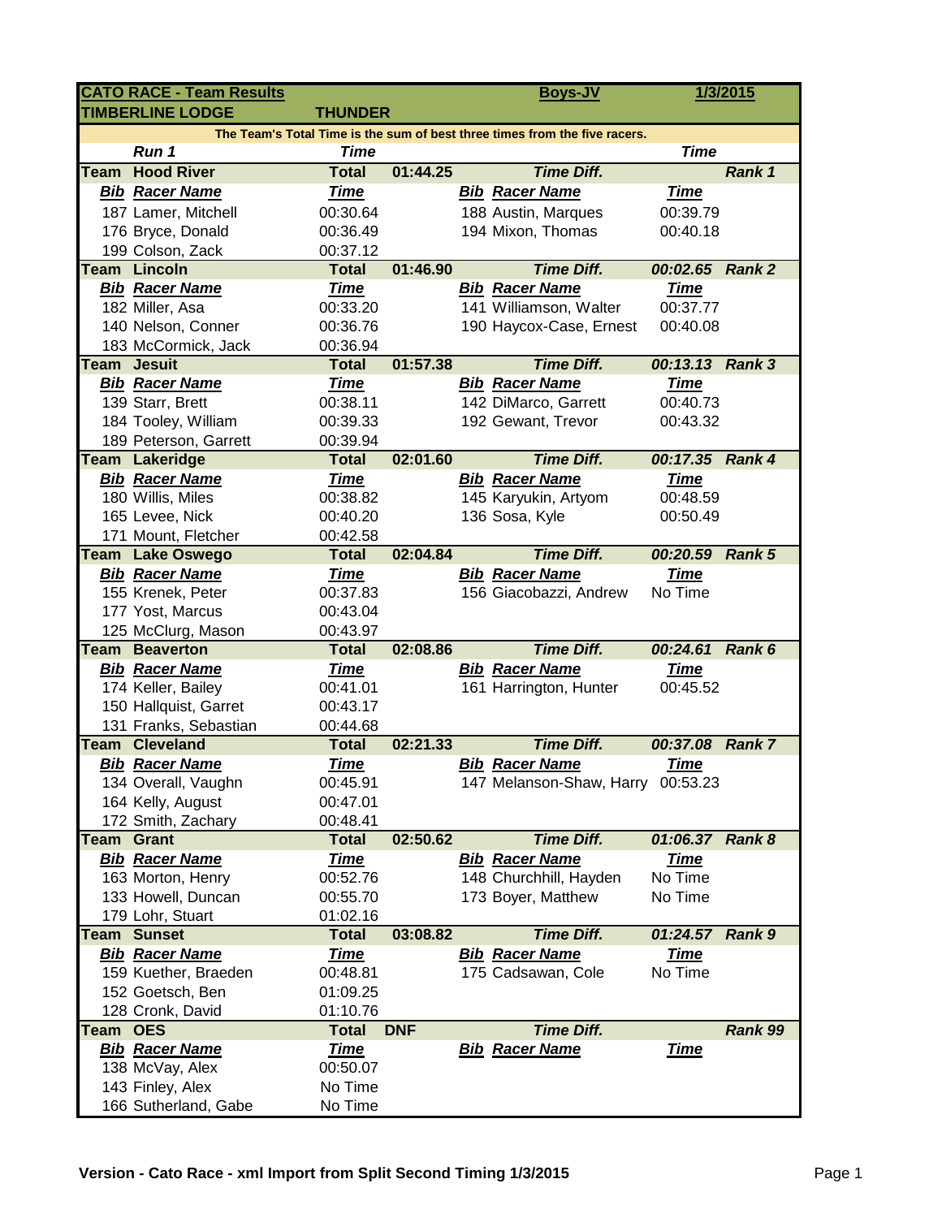| CATO RACE - Team Results | | | | Boys-JV | | 1/3/2015 |
|---|---|---|---|---|---|---|
| TIMBERLINE LODGE | | THUNDER | | | | |
| The Team's Total Time is the sum of best three times from the five racers. | | | | | | |
| | Run 1 | Time | | | Time | |
| Team | Hood River | Total | 01:44.25 | Time Diff. | | Rank 1 |
| Bib | Racer Name | Time | Bib | Racer Name | Time | |
| 187 | Lamer, Mitchell | 00:30.64 | 188 | Austin, Marques | 00:39.79 | |
| 176 | Bryce, Donald | 00:36.49 | 194 | Mixon, Thomas | 00:40.18 | |
| 199 | Colson, Zack | 00:37.12 | | | | |
| Team | Lincoln | Total | 01:46.90 | Time Diff. | 00:02.65 | Rank 2 |
| Bib | Racer Name | Time | Bib | Racer Name | Time | |
| 182 | Miller, Asa | 00:33.20 | 141 | Williamson, Walter | 00:37.77 | |
| 140 | Nelson, Conner | 00:36.76 | 190 | Haycox-Case, Ernest | 00:40.08 | |
| 183 | McCormick, Jack | 00:36.94 | | | | |
| Team | Jesuit | Total | 01:57.38 | Time Diff. | 00:13.13 | Rank 3 |
| Bib | Racer Name | Time | Bib | Racer Name | Time | |
| 139 | Starr, Brett | 00:38.11 | 142 | DiMarco, Garrett | 00:40.73 | |
| 184 | Tooley, William | 00:39.33 | 192 | Gewant, Trevor | 00:43.32 | |
| 189 | Peterson, Garrett | 00:39.94 | | | | |
| Team | Lakeridge | Total | 02:01.60 | Time Diff. | 00:17.35 | Rank 4 |
| Bib | Racer Name | Time | Bib | Racer Name | Time | |
| 180 | Willis, Miles | 00:38.82 | 145 | Karyukin, Artyom | 00:48.59 | |
| 165 | Levee, Nick | 00:40.20 | 136 | Sosa, Kyle | 00:50.49 | |
| 171 | Mount, Fletcher | 00:42.58 | | | | |
| Team | Lake Oswego | Total | 02:04.84 | Time Diff. | 00:20.59 | Rank 5 |
| Bib | Racer Name | Time | Bib | Racer Name | Time | |
| 155 | Krenek, Peter | 00:37.83 | 156 | Giacobazzi, Andrew | No Time | |
| 177 | Yost, Marcus | 00:43.04 | | | | |
| 125 | McClurg, Mason | 00:43.97 | | | | |
| Team | Beaverton | Total | 02:08.86 | Time Diff. | 00:24.61 | Rank 6 |
| Bib | Racer Name | Time | Bib | Racer Name | Time | |
| 174 | Keller, Bailey | 00:41.01 | 161 | Harrington, Hunter | 00:45.52 | |
| 150 | Hallquist, Garret | 00:43.17 | | | | |
| 131 | Franks, Sebastian | 00:44.68 | | | | |
| Team | Cleveland | Total | 02:21.33 | Time Diff. | 00:37.08 | Rank 7 |
| Bib | Racer Name | Time | Bib | Racer Name | Time | |
| 134 | Overall, Vaughn | 00:45.91 | 147 | Melanson-Shaw, Harry | 00:53.23 | |
| 164 | Kelly, August | 00:47.01 | | | | |
| 172 | Smith, Zachary | 00:48.41 | | | | |
| Team | Grant | Total | 02:50.62 | Time Diff. | 01:06.37 | Rank 8 |
| Bib | Racer Name | Time | Bib | Racer Name | Time | |
| 163 | Morton, Henry | 00:52.76 | 148 | Churchhill, Hayden | No Time | |
| 133 | Howell, Duncan | 00:55.70 | 173 | Boyer, Matthew | No Time | |
| 179 | Lohr, Stuart | 01:02.16 | | | | |
| Team | Sunset | Total | 03:08.82 | Time Diff. | 01:24.57 | Rank 9 |
| Bib | Racer Name | Time | Bib | Racer Name | Time | |
| 159 | Kuether, Braeden | 00:48.81 | 175 | Cadsawan, Cole | No Time | |
| 152 | Goetsch, Ben | 01:09.25 | | | | |
| 128 | Cronk, David | 01:10.76 | | | | |
| Team | OES | Total | DNF | Time Diff. | | Rank 99 |
| Bib | Racer Name | Time | Bib | Racer Name | Time | |
| 138 | McVay, Alex | 00:50.07 | | | | |
| 143 | Finley, Alex | No Time | | | | |
| 166 | Sutherland, Gabe | No Time | | | | |

Version - Cato Race - xml Import from Split Second Timing 1/3/2015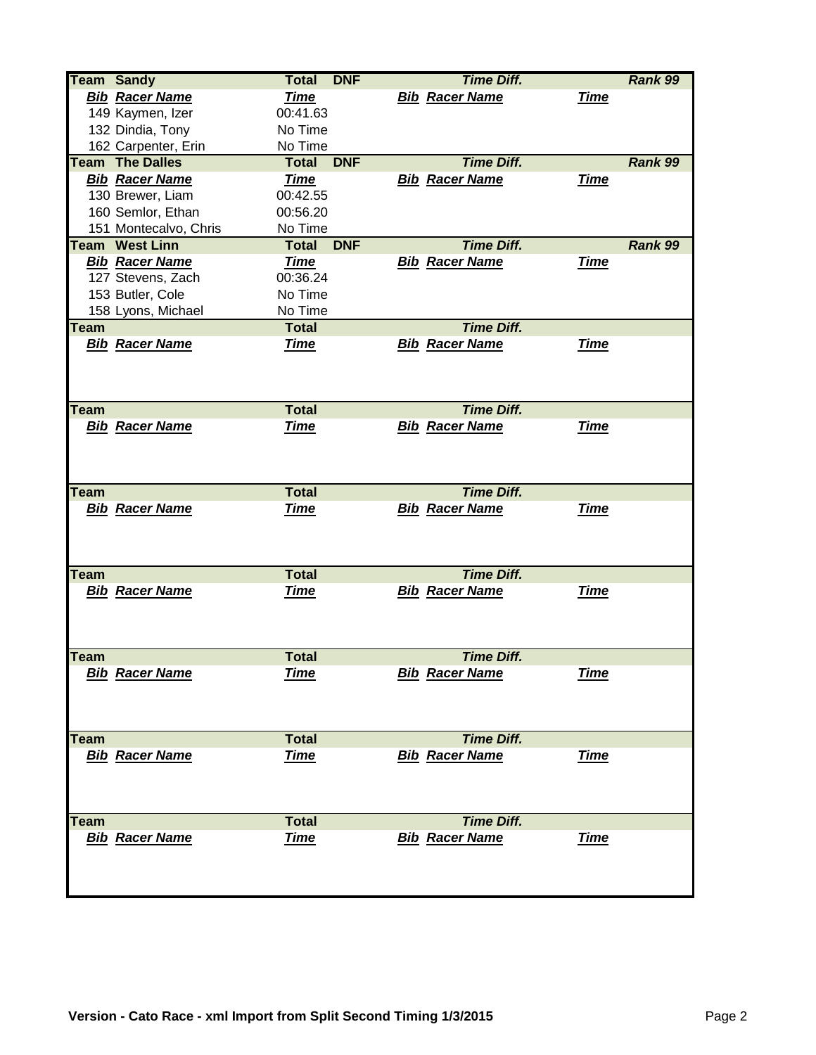| Team | Sandy | Total | DNF | Time Diff. | | | Rank 99 |
|---|---|---|---|---|---|---|---|
| ***Bib*** | ***Racer Name*** | ***Time*** | | ***Bib*** | ***Racer Name*** | ***Time*** | |
| 149 | Kaymen, Izer | 00:41.63 | | | | | |
| 132 | Dindia, Tony | No Time | | | | | |
| 162 | Carpenter, Erin | No Time | | | | | |

| Team | The Dalles | Total | DNF | Time Diff. | | | Rank 99 |
|---|---|---|---|---|---|---|---|
| ***Bib*** | ***Racer Name*** | ***Time*** | | ***Bib*** | ***Racer Name*** | ***Time*** | |
| 130 | Brewer, Liam | 00:42.55 | | | | | |
| 160 | Semlor, Ethan | 00:56.20 | | | | | |
| 151 | Montecalvo, Chris | No Time | | | | | |

| Team | West Linn | Total | DNF | Time Diff. | | | Rank 99 |
|---|---|---|---|---|---|---|---|
| ***Bib*** | ***Racer Name*** | ***Time*** | | ***Bib*** | ***Racer Name*** | ***Time*** | |
| 127 | Stevens, Zach | 00:36.24 | | | | | |
| 153 | Butler, Cole | No Time | | | | | |
| 158 | Lyons, Michael | No Time | | | | | |

| Team | | Total | | Time Diff. | | | |
|---|---|---|---|---|---|---|---|
| ***Bib*** | ***Racer Name*** | ***Time*** | | ***Bib*** | ***Racer Name*** | ***Time*** | |

| Team | | Total | | Time Diff. | | | |
|---|---|---|---|---|---|---|---|
| ***Bib*** | ***Racer Name*** | ***Time*** | | ***Bib*** | ***Racer Name*** | ***Time*** | |

| Team | | Total | | Time Diff. | | | |
|---|---|---|---|---|---|---|---|
| ***Bib*** | ***Racer Name*** | ***Time*** | | ***Bib*** | ***Racer Name*** | ***Time*** | |

| Team | | Total | | Time Diff. | | | |
|---|---|---|---|---|---|---|---|
| ***Bib*** | ***Racer Name*** | ***Time*** | | ***Bib*** | ***Racer Name*** | ***Time*** | |

| Team | | Total | | Time Diff. | | | |
|---|---|---|---|---|---|---|---|
| ***Bib*** | ***Racer Name*** | ***Time*** | | ***Bib*** | ***Racer Name*** | ***Time*** | |

| Team | | Total | | Time Diff. | | | |
|---|---|---|---|---|---|---|---|
| ***Bib*** | ***Racer Name*** | ***Time*** | | ***Bib*** | ***Racer Name*** | ***Time*** | |

| Team | | Total | | Time Diff. | | | |
|---|---|---|---|---|---|---|---|
| ***Bib*** | ***Racer Name*** | ***Time*** | | ***Bib*** | ***Racer Name*** | ***Time*** | |

**Version - Cato Race - xml Import from Split Second Timing 1/3/2015**